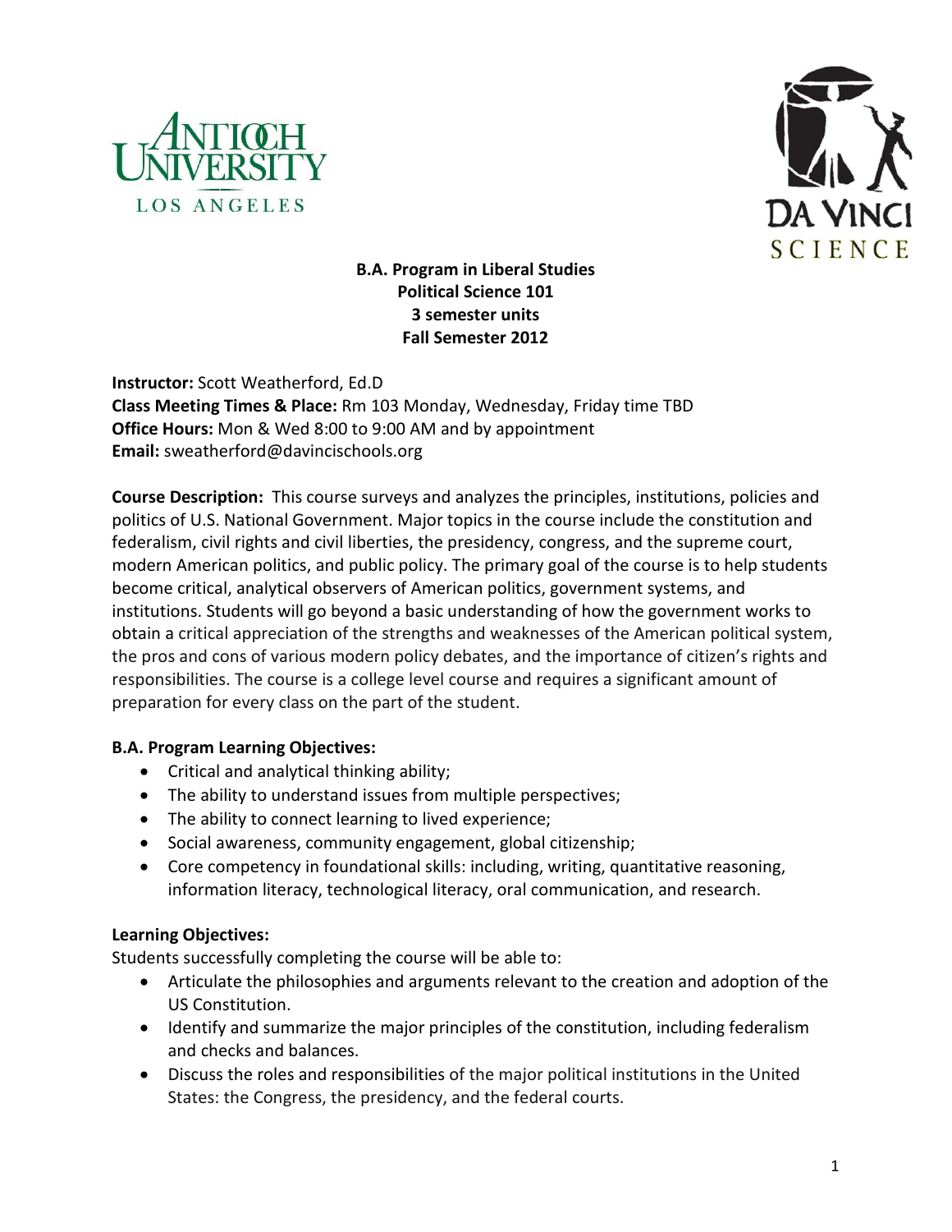**B.A. Program in Liberal Studies**
**Political Science 101**
**3 semester units**
**Fall Semester 2012**

**Instructor:** Scott Weatherford, Ed.D
**Class Meeting Times & Place:** Rm 103 Monday, Wednesday, Friday time TBD
**Office Hours:** Mon & Wed 8:00 to 9:00 AM and by appointment
**Email:** sweatherford@davincischools.org

**Course Description:** This course surveys and analyzes the principles, institutions, policies and politics of U.S. National Government. Major topics in the course include the constitution and federalism, civil rights and civil liberties, the presidency, congress, and the supreme court, modern American politics, and public policy. The primary goal of the course is to help students become critical, analytical observers of American politics, government systems, and institutions. Students will go beyond a basic understanding of how the government works to obtain a critical appreciation of the strengths and weaknesses of the American political system, the pros and cons of various modern policy debates, and the importance of citizen's rights and responsibilities. The course is a college level course and requires a significant amount of preparation for every class on the part of the student.

**B.A. Program Learning Objectives:**

- Critical and analytical thinking ability;
- The ability to understand issues from multiple perspectives;
- The ability to connect learning to lived experience;
- Social awareness, community engagement, global citizenship;
- Core competency in foundational skills: including, writing, quantitative reasoning, information literacy, technological literacy, oral communication, and research.

**Learning Objectives:**

Students successfully completing the course will be able to:

- Articulate the philosophies and arguments relevant to the creation and adoption of the US Constitution.
- Identify and summarize the major principles of the constitution, including federalism and checks and balances.
- Discuss the roles and responsibilities of the major political institutions in the United States: the Congress, the presidency, and the federal courts.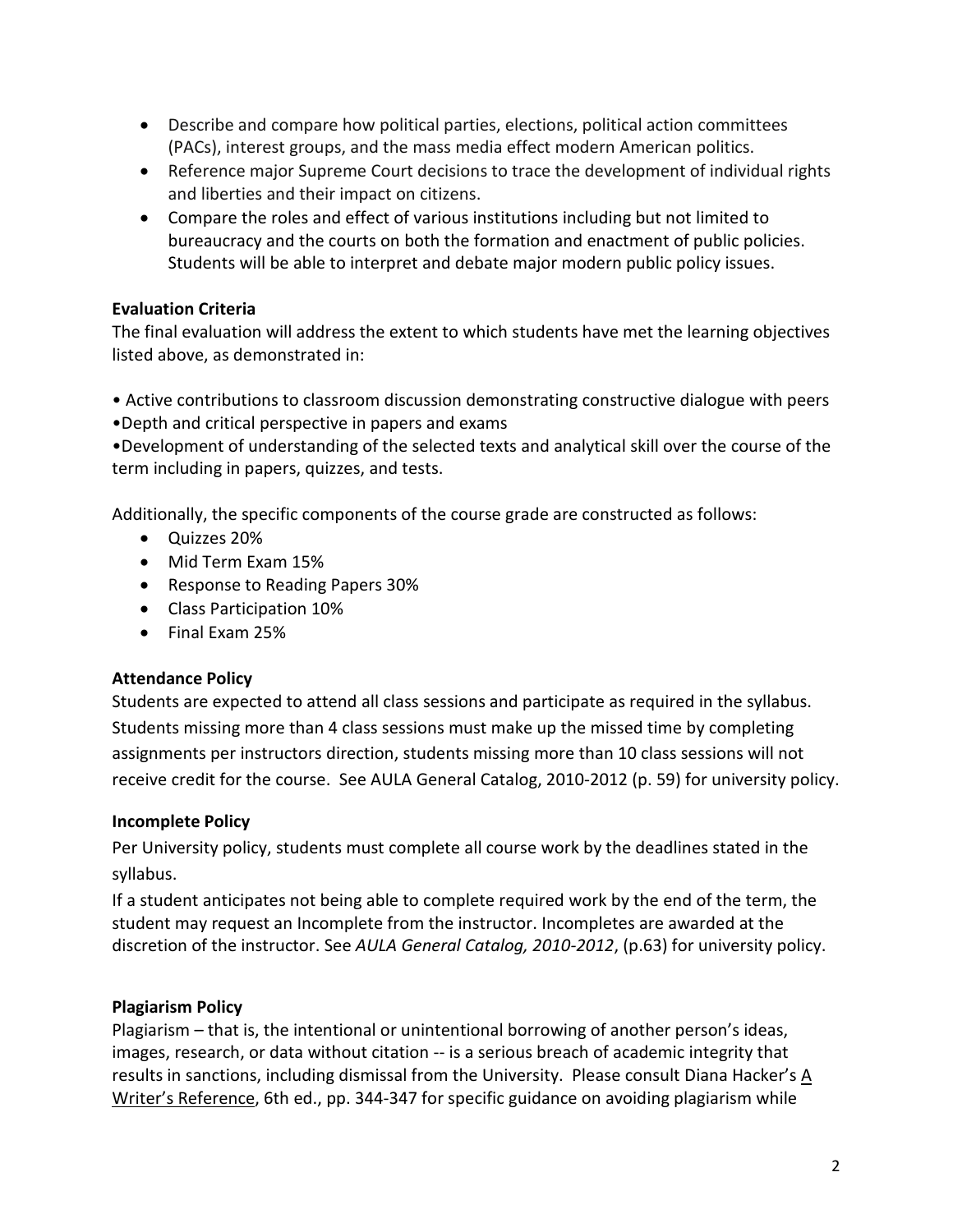- Describe and compare how political parties, elections, political action committees (PACs), interest groups, and the mass media effect modern American politics.
- Reference major Supreme Court decisions to trace the development of individual rights and liberties and their impact on citizens.
- Compare the roles and effect of various institutions including but not limited to bureaucracy and the courts on both the formation and enactment of public policies. Students will be able to interpret and debate major modern public policy issues.

**Evaluation Criteria**

The final evaluation will address the extent to which students have met the learning objectives listed above, as demonstrated in:

• Active contributions to classroom discussion demonstrating constructive dialogue with peers
•Depth and critical perspective in papers and exams
•Development of understanding of the selected texts and analytical skill over the course of the term including in papers, quizzes, and tests.

Additionally, the specific components of the course grade are constructed as follows:

- Quizzes 20%
- Mid Term Exam 15%
- Response to Reading Papers 30%
- Class Participation 10%
- Final Exam 25%

**Attendance Policy**

Students are expected to attend all class sessions and participate as required in the syllabus. Students missing more than 4 class sessions must make up the missed time by completing assignments per instructors direction, students missing more than 10 class sessions will not receive credit for the course. See AULA General Catalog, 2010-2012 (p. 59) for university policy.

**Incomplete Policy**

Per University policy, students must complete all course work by the deadlines stated in the syllabus.

If a student anticipates not being able to complete required work by the end of the term, the student may request an Incomplete from the instructor. Incompletes are awarded at the discretion of the instructor. See *AULA General Catalog, 2010-2012*, (p.63) for university policy.

**Plagiarism Policy**

Plagiarism – that is, the intentional or unintentional borrowing of another person's ideas, images, research, or data without citation -- is a serious breach of academic integrity that results in sanctions, including dismissal from the University. Please consult Diana Hacker's A Writer's Reference, 6th ed., pp. 344-347 for specific guidance on avoiding plagiarism while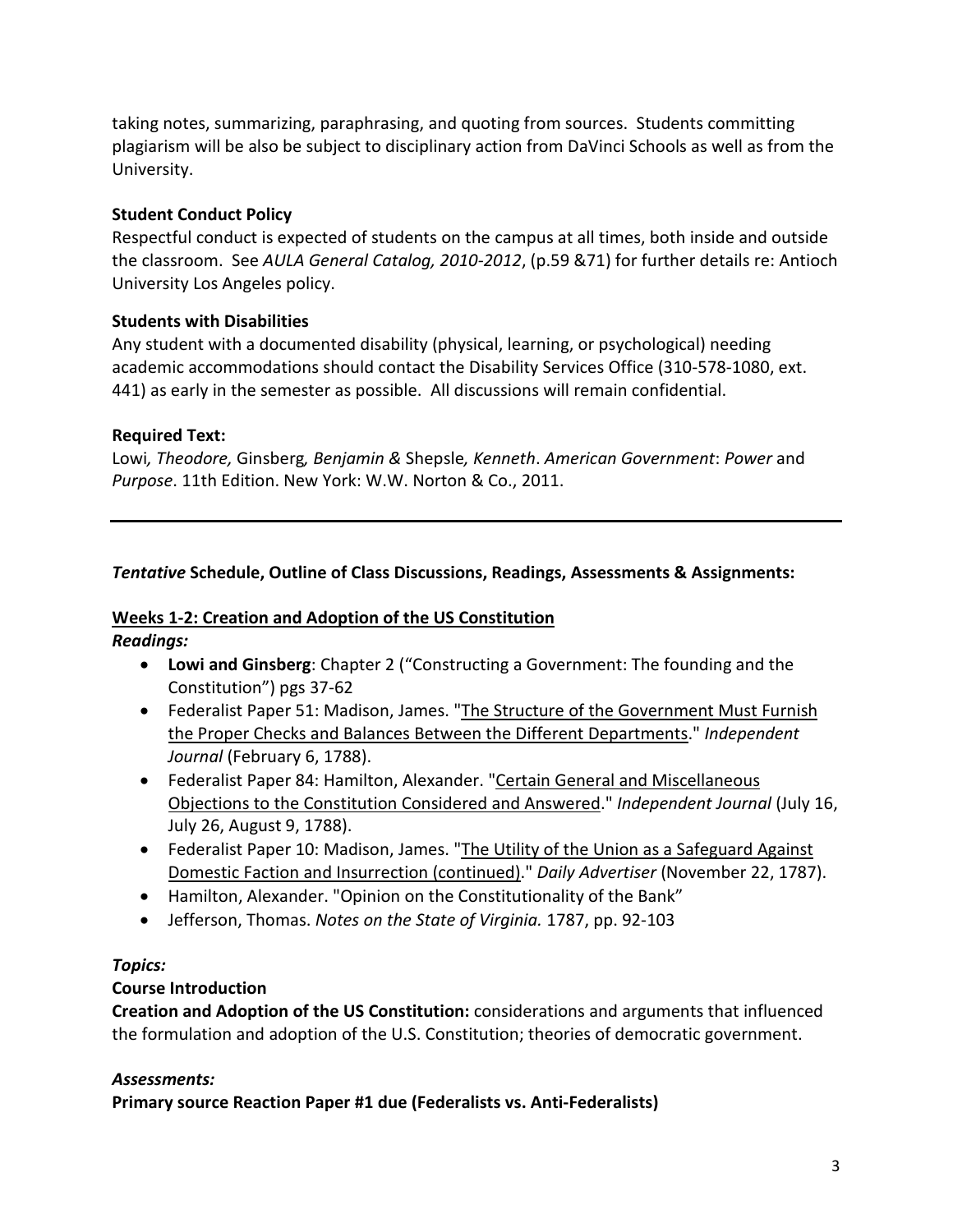taking notes, summarizing, paraphrasing, and quoting from sources. Students committing plagiarism will be also be subject to disciplinary action from DaVinci Schools as well as from the University.

**Student Conduct Policy**

Respectful conduct is expected of students on the campus at all times, both inside and outside the classroom. See *AULA General Catalog, 2010-2012*, (p.59 &71) for further details re: Antioch University Los Angeles policy.

**Students with Disabilities**

Any student with a documented disability (physical, learning, or psychological) needing academic accommodations should contact the Disability Services Office (310-578-1080, ext. 441) as early in the semester as possible. All discussions will remain confidential.

**Required Text:**

Lowi*, Theodore,* Ginsberg*, Benjamin &* Shepsle*, Kenneth*. *American Government*: *Power* and *Purpose*. 11th Edition. New York: W.W. Norton & Co., 2011.

---

***Tentative*** **Schedule, Outline of Class Discussions, Readings, Assessments & Assignments:**

## Weeks 1-2: Creation and Adoption of the US Constitution

***Readings:***

- **Lowi and Ginsberg**: Chapter 2 ("Constructing a Government: The founding and the Constitution") pgs 37-62
- Federalist Paper 51: Madison, James. "The Structure of the Government Must Furnish the Proper Checks and Balances Between the Different Departments." *Independent Journal* (February 6, 1788).
- Federalist Paper 84: Hamilton, Alexander. "Certain General and Miscellaneous Objections to the Constitution Considered and Answered." *Independent Journal* (July 16, July 26, August 9, 1788).
- Federalist Paper 10: Madison, James. "The Utility of the Union as a Safeguard Against Domestic Faction and Insurrection (continued)." *Daily Advertiser* (November 22, 1787).
- Hamilton, Alexander. "Opinion on the Constitutionality of the Bank"
- Jefferson, Thomas. *Notes on the State of Virginia.* 1787, pp. 92-103

***Topics:***

**Course Introduction**

**Creation and Adoption of the US Constitution:** considerations and arguments that influenced the formulation and adoption of the U.S. Constitution; theories of democratic government.

***Assessments:***

**Primary source Reaction Paper #1 due (Federalists vs. Anti-Federalists)**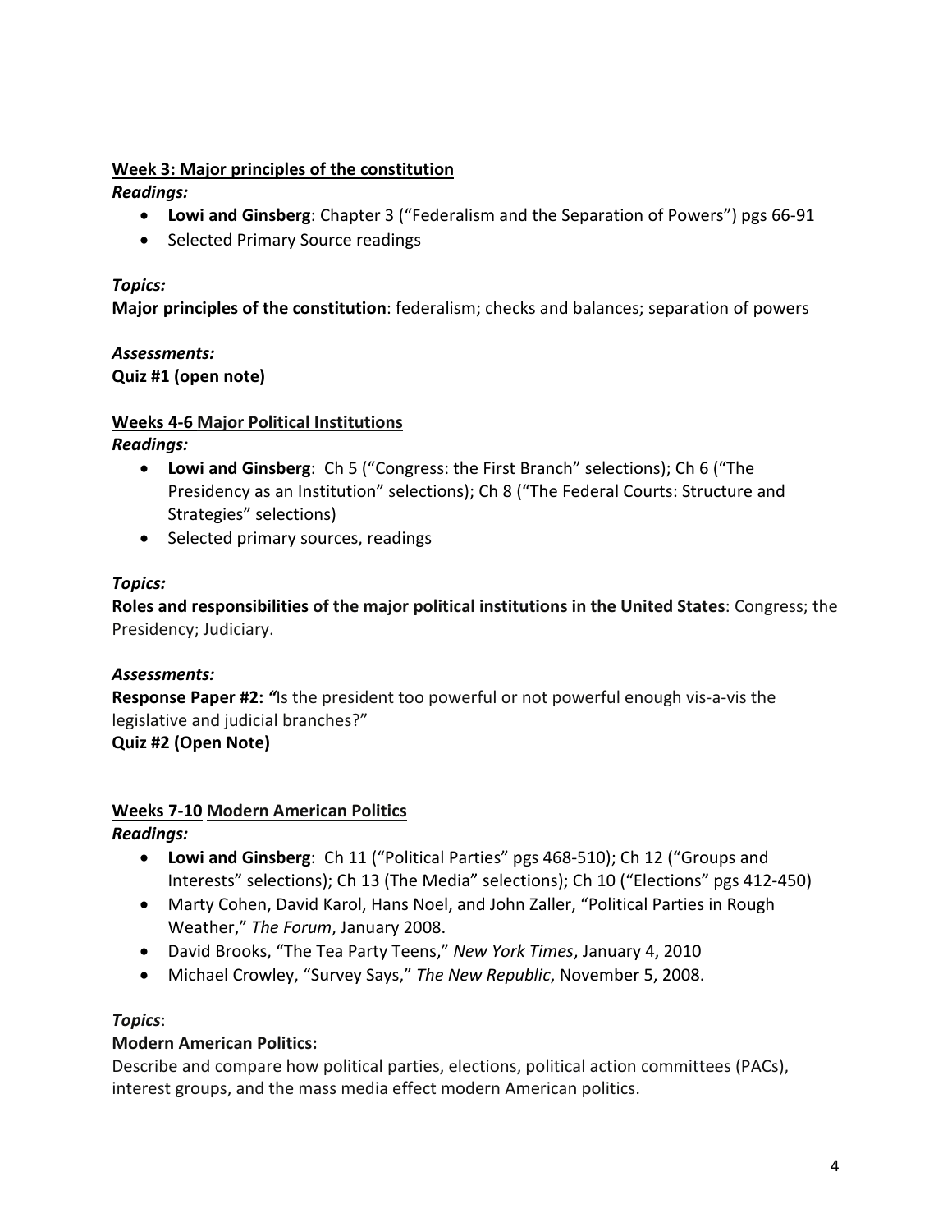## Week 3: Major principles of the constitution

***Readings:***

- **Lowi and Ginsberg**: Chapter 3 ("Federalism and the Separation of Powers") pgs 66-91
- Selected Primary Source readings

***Topics:***

**Major principles of the constitution**: federalism; checks and balances; separation of powers

***Assessments:***

**Quiz #1 (open note)**

## Weeks 4-6 Major Political Institutions

***Readings:***

- **Lowi and Ginsberg**: Ch 5 ("Congress: the First Branch" selections); Ch 6 ("The Presidency as an Institution" selections); Ch 8 ("The Federal Courts: Structure and Strategies" selections)
- Selected primary sources, readings

***Topics:***

**Roles and responsibilities of the major political institutions in the United States**: Congress; the Presidency; Judiciary.

***Assessments:***

**Response Paper #2:** ***"***Is the president too powerful or not powerful enough vis-a-vis the legislative and judicial branches?"

**Quiz #2 (Open Note)**

## Weeks 7-10 Modern American Politics

***Readings:***

- **Lowi and Ginsberg**: Ch 11 ("Political Parties" pgs 468-510); Ch 12 ("Groups and Interests" selections); Ch 13 (The Media" selections); Ch 10 ("Elections" pgs 412-450)
- Marty Cohen, David Karol, Hans Noel, and John Zaller, "Political Parties in Rough Weather," *The Forum*, January 2008.
- David Brooks, "The Tea Party Teens," *New York Times*, January 4, 2010
- Michael Crowley, "Survey Says," *The New Republic*, November 5, 2008.

***Topics***:

**Modern American Politics:**

Describe and compare how political parties, elections, political action committees (PACs), interest groups, and the mass media effect modern American politics.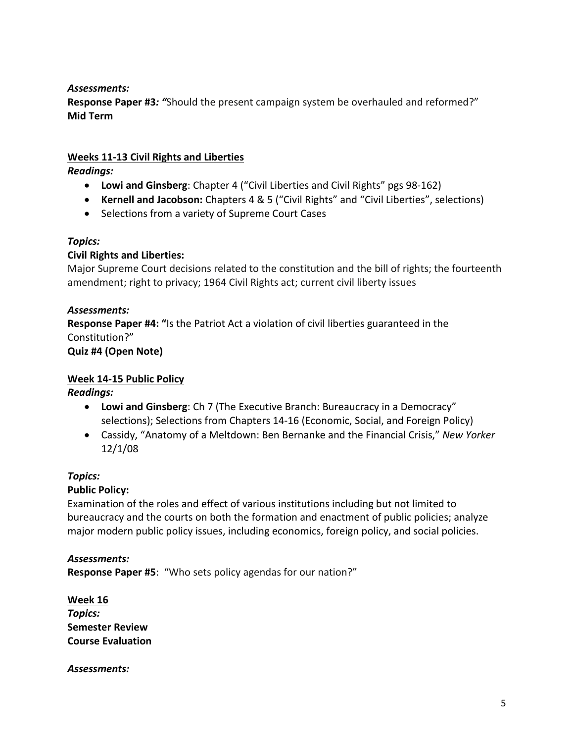***Assessments:***

**Response Paper #3*:* "**Should the present campaign system be overhauled and reformed?"
**Mid Term**

## Weeks 11-13 Civil Rights and Liberties

***Readings:***

- **Lowi and Ginsberg**: Chapter 4 ("Civil Liberties and Civil Rights" pgs 98-162)
- **Kernell and Jacobson:** Chapters 4 & 5 ("Civil Rights" and "Civil Liberties", selections)
- Selections from a variety of Supreme Court Cases

***Topics:***

**Civil Rights and Liberties:**
Major Supreme Court decisions related to the constitution and the bill of rights; the fourteenth amendment; right to privacy; 1964 Civil Rights act; current civil liberty issues

***Assessments:***

**Response Paper #4: "**Is the Patriot Act a violation of civil liberties guaranteed in the Constitution?"
**Quiz #4 (Open Note)**

## Week 14-15 Public Policy

***Readings:***

- **Lowi and Ginsberg**: Ch 7 (The Executive Branch: Bureaucracy in a Democracy" selections); Selections from Chapters 14-16 (Economic, Social, and Foreign Policy)
- Cassidy, "Anatomy of a Meltdown: Ben Bernanke and the Financial Crisis," *New Yorker* 12/1/08

***Topics:***

**Public Policy:**
Examination of the roles and effect of various institutions including but not limited to bureaucracy and the courts on both the formation and enactment of public policies; analyze major modern public policy issues, including economics, foreign policy, and social policies.

***Assessments:***

**Response Paper #5**: "Who sets policy agendas for our nation?"

## Week 16

***Topics:***

**Semester Review**
**Course Evaluation**

***Assessments:***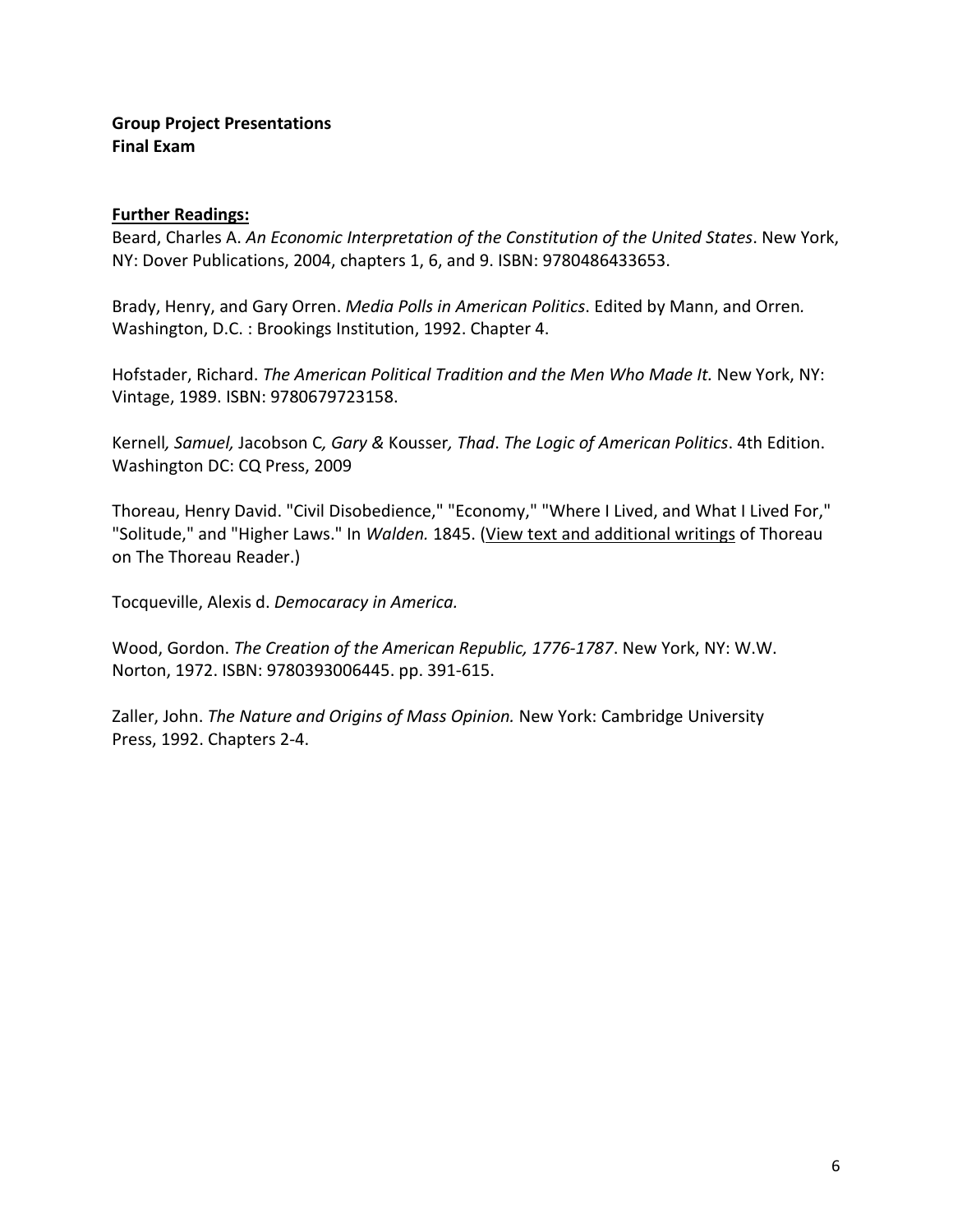**Group Project Presentations**
**Final Exam**

**Further Readings:**

Beard, Charles A. *An Economic Interpretation of the Constitution of the United States*. New York, NY: Dover Publications, 2004, chapters 1, 6, and 9. ISBN: 9780486433653.

Brady, Henry, and Gary Orren. *Media Polls in American Politics*. Edited by Mann, and Orren*.* Washington, D.C. : Brookings Institution, 1992. Chapter 4.

Hofstader, Richard. *The American Political Tradition and the Men Who Made It.* New York, NY: Vintage, 1989. ISBN: 9780679723158.

Kernell*, Samuel,* Jacobson C*, Gary &* Kousser*, Thad*. *The Logic of American Politics*. 4th Edition. Washington DC: CQ Press, 2009

Thoreau, Henry David. "Civil Disobedience," "Economy," "Where I Lived, and What I Lived For," "Solitude," and "Higher Laws." In *Walden.* 1845. (View text and additional writings of Thoreau on The Thoreau Reader.)

Tocqueville, Alexis d. *Democaracy in America.*

Wood, Gordon. *The Creation of the American Republic, 1776-1787*. New York, NY: W.W. Norton, 1972. ISBN: 9780393006445. pp. 391-615.

Zaller, John. *The Nature and Origins of Mass Opinion.* New York: Cambridge University Press, 1992. Chapters 2-4.